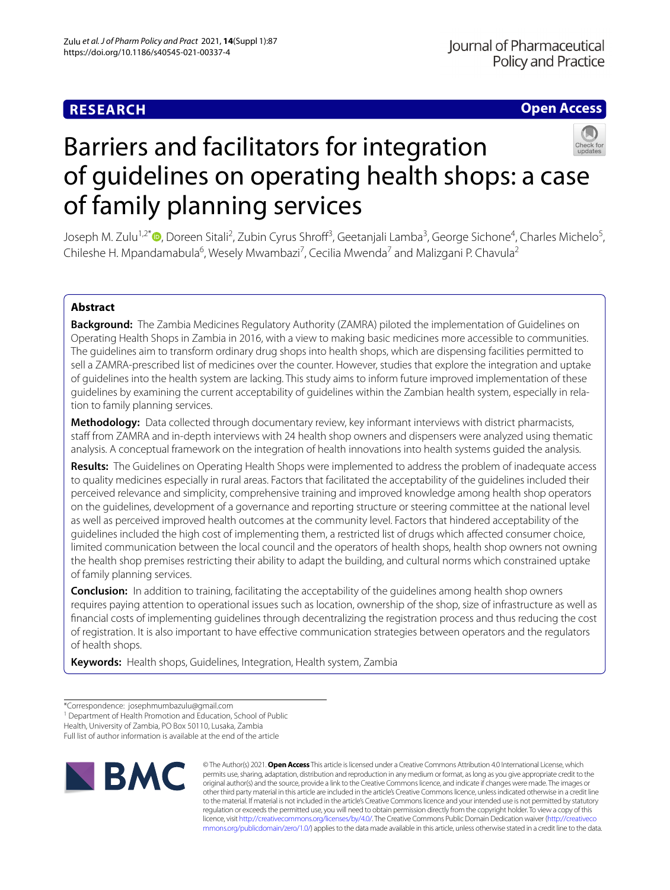RESEARCH

Open Access

# Barriers and facilitators for integration of guidelines on operating health shops: a case of family planning services

Joseph M. Zulu[1,2*], Doreen Sitali[2], Zubin Cyrus Shroff[3], Geetanjali Lamba[3], George Sichone[4], Charles Michelo[5], Chileshe H. Mpandamabula[6], Wesely Mwambazi[7], Cecilia Mwenda[7] and Malizgani P. Chavula[2]

## Abstract

**Background:** The Zambia Medicines Regulatory Authority (ZAMRA) piloted the implementation of Guidelines on Operating Health Shops in Zambia in 2016, with a view to making basic medicines more accessible to communities. The guidelines aim to transform ordinary drug shops into health shops, which are dispensing facilities permitted to sell a ZAMRA-prescribed list of medicines over the counter. However, studies that explore the integration and uptake of guidelines into the health system are lacking. This study aims to inform future improved implementation of these guidelines by examining the current acceptability of guidelines within the Zambian health system, especially in relation to family planning services.

**Methodology:** Data collected through documentary review, key informant interviews with district pharmacists, staff from ZAMRA and in-depth interviews with 24 health shop owners and dispensers were analyzed using thematic analysis. A conceptual framework on the integration of health innovations into health systems guided the analysis.

**Results:** The Guidelines on Operating Health Shops were implemented to address the problem of inadequate access to quality medicines especially in rural areas. Factors that facilitated the acceptability of the guidelines included their perceived relevance and simplicity, comprehensive training and improved knowledge among health shop operators on the guidelines, development of a governance and reporting structure or steering committee at the national level as well as perceived improved health outcomes at the community level. Factors that hindered acceptability of the guidelines included the high cost of implementing them, a restricted list of drugs which affected consumer choice, limited communication between the local council and the operators of health shops, health shop owners not owning the health shop premises restricting their ability to adapt the building, and cultural norms which constrained uptake of family planning services.

**Conclusion:** In addition to training, facilitating the acceptability of the guidelines among health shop owners requires paying attention to operational issues such as location, ownership of the shop, size of infrastructure as well as financial costs of implementing guidelines through decentralizing the registration process and thus reducing the cost of registration. It is also important to have effective communication strategies between operators and the regulators of health shops.

**Keywords:** Health shops, Guidelines, Integration, Health system, Zambia

*Correspondence: josephmumbazulu@gmail.com
[1] Department of Health Promotion and Education, School of Public Health, University of Zambia, PO Box 50110, Lusaka, Zambia
Full list of author information is available at the end of the article

© The Author(s) 2021. **Open Access** This article is licensed under a Creative Commons Attribution 4.0 International License, which permits use, sharing, adaptation, distribution and reproduction in any medium or format, as long as you give appropriate credit to the original author(s) and the source, provide a link to the Creative Commons licence, and indicate if changes were made. The images or other third party material in this article are included in the article's Creative Commons licence, unless indicated otherwise in a credit line to the material. If material is not included in the article's Creative Commons licence and your intended use is not permitted by statutory regulation or exceeds the permitted use, you will need to obtain permission directly from the copyright holder. To view a copy of this licence, visit http://creativecommons.org/licenses/by/4.0/. The Creative Commons Public Domain Dedication waiver (http://creativecommons.org/publicdomain/zero/1.0/) applies to the data made available in this article, unless otherwise stated in a credit line to the data.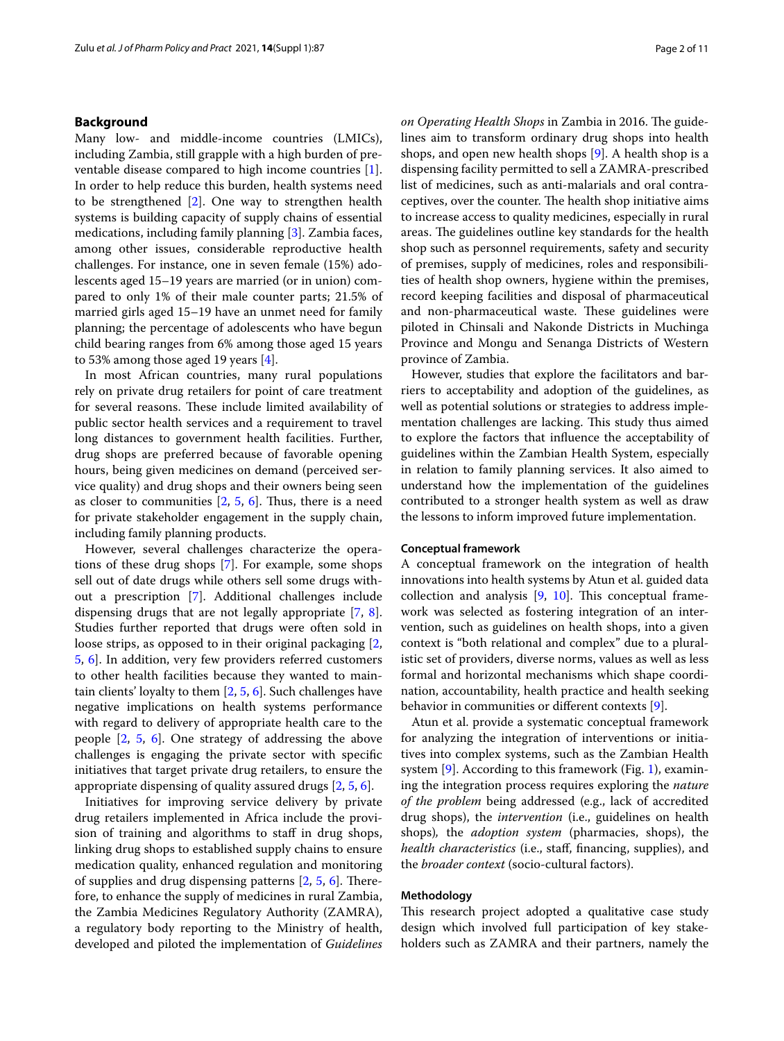## Background

Many low- and middle-income countries (LMICs), including Zambia, still grapple with a high burden of preventable disease compared to high income countries [1]. In order to help reduce this burden, health systems need to be strengthened [2]. One way to strengthen health systems is building capacity of supply chains of essential medications, including family planning [3]. Zambia faces, among other issues, considerable reproductive health challenges. For instance, one in seven female (15%) adolescents aged 15–19 years are married (or in union) compared to only 1% of their male counter parts; 21.5% of married girls aged 15–19 have an unmet need for family planning; the percentage of adolescents who have begun child bearing ranges from 6% among those aged 15 years to 53% among those aged 19 years [4].

In most African countries, many rural populations rely on private drug retailers for point of care treatment for several reasons. These include limited availability of public sector health services and a requirement to travel long distances to government health facilities. Further, drug shops are preferred because of favorable opening hours, being given medicines on demand (perceived service quality) and drug shops and their owners being seen as closer to communities [2, 5, 6]. Thus, there is a need for private stakeholder engagement in the supply chain, including family planning products.

However, several challenges characterize the operations of these drug shops [7]. For example, some shops sell out of date drugs while others sell some drugs without a prescription [7]. Additional challenges include dispensing drugs that are not legally appropriate [7, 8]. Studies further reported that drugs were often sold in loose strips, as opposed to in their original packaging [2, 5, 6]. In addition, very few providers referred customers to other health facilities because they wanted to maintain clients' loyalty to them [2, 5, 6]. Such challenges have negative implications on health systems performance with regard to delivery of appropriate health care to the people [2, 5, 6]. One strategy of addressing the above challenges is engaging the private sector with specific initiatives that target private drug retailers, to ensure the appropriate dispensing of quality assured drugs [2, 5, 6].

Initiatives for improving service delivery by private drug retailers implemented in Africa include the provision of training and algorithms to staff in drug shops, linking drug shops to established supply chains to ensure medication quality, enhanced regulation and monitoring of supplies and drug dispensing patterns [2, 5, 6]. Therefore, to enhance the supply of medicines in rural Zambia, the Zambia Medicines Regulatory Authority (ZAMRA), a regulatory body reporting to the Ministry of health, developed and piloted the implementation of *Guidelines on Operating Health Shops* in Zambia in 2016. The guidelines aim to transform ordinary drug shops into health shops, and open new health shops [9]. A health shop is a dispensing facility permitted to sell a ZAMRA-prescribed list of medicines, such as anti-malarials and oral contraceptives, over the counter. The health shop initiative aims to increase access to quality medicines, especially in rural areas. The guidelines outline key standards for the health shop such as personnel requirements, safety and security of premises, supply of medicines, roles and responsibilities of health shop owners, hygiene within the premises, record keeping facilities and disposal of pharmaceutical and non-pharmaceutical waste. These guidelines were piloted in Chinsali and Nakonde Districts in Muchinga Province and Mongu and Senanga Districts of Western province of Zambia.

However, studies that explore the facilitators and barriers to acceptability and adoption of the guidelines, as well as potential solutions or strategies to address implementation challenges are lacking. This study thus aimed to explore the factors that influence the acceptability of guidelines within the Zambian Health System, especially in relation to family planning services. It also aimed to understand how the implementation of the guidelines contributed to a stronger health system as well as draw the lessons to inform improved future implementation.

### Conceptual framework

A conceptual framework on the integration of health innovations into health systems by Atun et al. guided data collection and analysis [9, 10]. This conceptual framework was selected as fostering integration of an intervention, such as guidelines on health shops, into a given context is "both relational and complex" due to a pluralistic set of providers, diverse norms, values as well as less formal and horizontal mechanisms which shape coordination, accountability, health practice and health seeking behavior in communities or different contexts [9].

Atun et al. provide a systematic conceptual framework for analyzing the integration of interventions or initiatives into complex systems, such as the Zambian Health system [9]. According to this framework (Fig. 1), examining the integration process requires exploring the *nature of the problem* being addressed (e.g., lack of accredited drug shops), the *intervention* (i.e., guidelines on health shops), the *adoption system* (pharmacies, shops), the *health characteristics* (i.e., staff, financing, supplies), and the *broader context* (socio-cultural factors).

## Methodology

This research project adopted a qualitative case study design which involved full participation of key stakeholders such as ZAMRA and their partners, namely the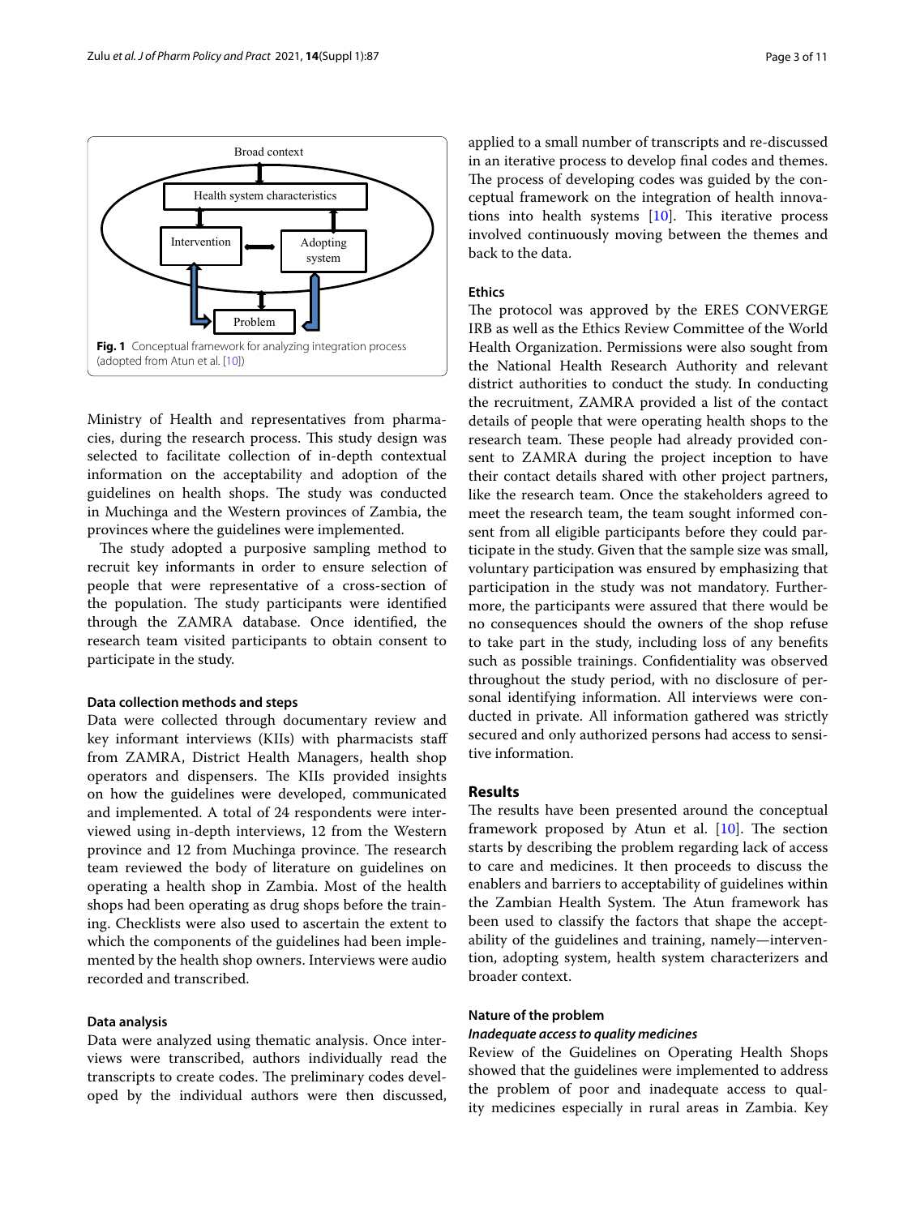Broad context

Health system characteristics

Intervention

Adopting system

Problem

**Fig. 1** Conceptual framework for analyzing integration process (adopted from Atun et al. [10])

Ministry of Health and representatives from pharmacies, during the research process. This study design was selected to facilitate collection of in-depth contextual information on the acceptability and adoption of the guidelines on health shops. The study was conducted in Muchinga and the Western provinces of Zambia, the provinces where the guidelines were implemented.

The study adopted a purposive sampling method to recruit key informants in order to ensure selection of people that were representative of a cross-section of the population. The study participants were identified through the ZAMRA database. Once identified, the research team visited participants to obtain consent to participate in the study.

#### Data collection methods and steps

Data were collected through documentary review and key informant interviews (KIIs) with pharmacists staff from ZAMRA, District Health Managers, health shop operators and dispensers. The KIIs provided insights on how the guidelines were developed, communicated and implemented. A total of 24 respondents were interviewed using in-depth interviews, 12 from the Western province and 12 from Muchinga province. The research team reviewed the body of literature on guidelines on operating a health shop in Zambia. Most of the health shops had been operating as drug shops before the training. Checklists were also used to ascertain the extent to which the components of the guidelines had been implemented by the health shop owners. Interviews were audio recorded and transcribed.

#### Data analysis

Data were analyzed using thematic analysis. Once interviews were transcribed, authors individually read the transcripts to create codes. The preliminary codes developed by the individual authors were then discussed, applied to a small number of transcripts and re-discussed in an iterative process to develop final codes and themes. The process of developing codes was guided by the conceptual framework on the integration of health innovations into health systems [10]. This iterative process involved continuously moving between the themes and back to the data.

#### Ethics

The protocol was approved by the ERES CONVERGE IRB as well as the Ethics Review Committee of the World Health Organization. Permissions were also sought from the National Health Research Authority and relevant district authorities to conduct the study. In conducting the recruitment, ZAMRA provided a list of the contact details of people that were operating health shops to the research team. These people had already provided consent to ZAMRA during the project inception to have their contact details shared with other project partners, like the research team. Once the stakeholders agreed to meet the research team, the team sought informed consent from all eligible participants before they could participate in the study. Given that the sample size was small, voluntary participation was ensured by emphasizing that participation in the study was not mandatory. Furthermore, the participants were assured that there would be no consequences should the owners of the shop refuse to take part in the study, including loss of any benefits such as possible trainings. Confidentiality was observed throughout the study period, with no disclosure of personal identifying information. All interviews were conducted in private. All information gathered was strictly secured and only authorized persons had access to sensitive information.

## Results

The results have been presented around the conceptual framework proposed by Atun et al. [10]. The section starts by describing the problem regarding lack of access to care and medicines. It then proceeds to discuss the enablers and barriers to acceptability of guidelines within the Zambian Health System. The Atun framework has been used to classify the factors that shape the acceptability of the guidelines and training, namely—intervention, adopting system, health system characterizers and broader context.

#### Nature of the problem

##### *Inadequate access to quality medicines*

Review of the Guidelines on Operating Health Shops showed that the guidelines were implemented to address the problem of poor and inadequate access to quality medicines especially in rural areas in Zambia. Key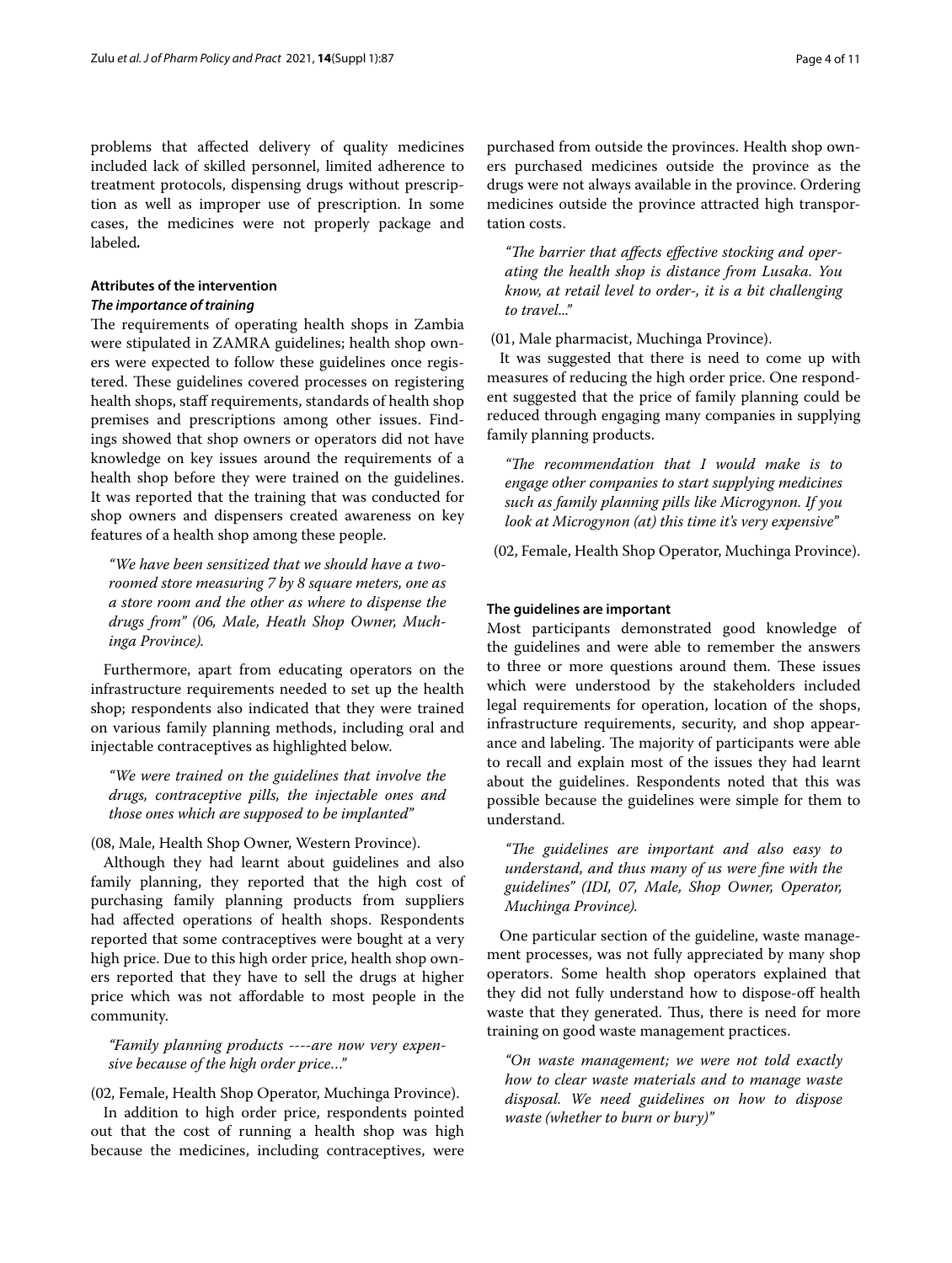problems that affected delivery of quality medicines included lack of skilled personnel, limited adherence to treatment protocols, dispensing drugs without prescription as well as improper use of prescription. In some cases, the medicines were not properly package and labeled**.**

### Attributes of the intervention

#### *The importance of training*

The requirements of operating health shops in Zambia were stipulated in ZAMRA guidelines; health shop owners were expected to follow these guidelines once registered. These guidelines covered processes on registering health shops, staff requirements, standards of health shop premises and prescriptions among other issues. Findings showed that shop owners or operators did not have knowledge on key issues around the requirements of a health shop before they were trained on the guidelines. It was reported that the training that was conducted for shop owners and dispensers created awareness on key features of a health shop among these people.

> *"We have been sensitized that we should have a two-roomed store measuring 7 by 8 square meters, one as a store room and the other as where to dispense the drugs from" (06, Male, Heath Shop Owner, Muchinga Province).*

Furthermore, apart from educating operators on the infrastructure requirements needed to set up the health shop; respondents also indicated that they were trained on various family planning methods, including oral and injectable contraceptives as highlighted below.

> *"We were trained on the guidelines that involve the drugs, contraceptive pills, the injectable ones and those ones which are supposed to be implanted"*

(08, Male, Health Shop Owner, Western Province).

Although they had learnt about guidelines and also family planning, they reported that the high cost of purchasing family planning products from suppliers had affected operations of health shops. Respondents reported that some contraceptives were bought at a very high price. Due to this high order price, health shop owners reported that they have to sell the drugs at higher price which was not affordable to most people in the community.

> *"Family planning products ----are now very expensive because of the high order price…"*

(02, Female, Health Shop Operator, Muchinga Province).

In addition to high order price, respondents pointed out that the cost of running a health shop was high because the medicines, including contraceptives, were purchased from outside the provinces. Health shop owners purchased medicines outside the province as the drugs were not always available in the province. Ordering medicines outside the province attracted high transportation costs.

> *"The barrier that affects effective stocking and operating the health shop is distance from Lusaka. You know, at retail level to order-, it is a bit challenging to travel..."*

(01, Male pharmacist, Muchinga Province).

It was suggested that there is need to come up with measures of reducing the high order price. One respondent suggested that the price of family planning could be reduced through engaging many companies in supplying family planning products.

> *"The recommendation that I would make is to engage other companies to start supplying medicines such as family planning pills like Microgynon. If you look at Microgynon (at) this time it's very expensive"*

(02, Female, Health Shop Operator, Muchinga Province).

### The guidelines are important

Most participants demonstrated good knowledge of the guidelines and were able to remember the answers to three or more questions around them. These issues which were understood by the stakeholders included legal requirements for operation, location of the shops, infrastructure requirements, security, and shop appearance and labeling. The majority of participants were able to recall and explain most of the issues they had learnt about the guidelines. Respondents noted that this was possible because the guidelines were simple for them to understand.

> *"The guidelines are important and also easy to understand, and thus many of us were fine with the guidelines" (IDI, 07, Male, Shop Owner, Operator, Muchinga Province).*

One particular section of the guideline, waste management processes, was not fully appreciated by many shop operators. Some health shop operators explained that they did not fully understand how to dispose-off health waste that they generated. Thus, there is need for more training on good waste management practices.

> *"On waste management; we were not told exactly how to clear waste materials and to manage waste disposal. We need guidelines on how to dispose waste (whether to burn or bury)"*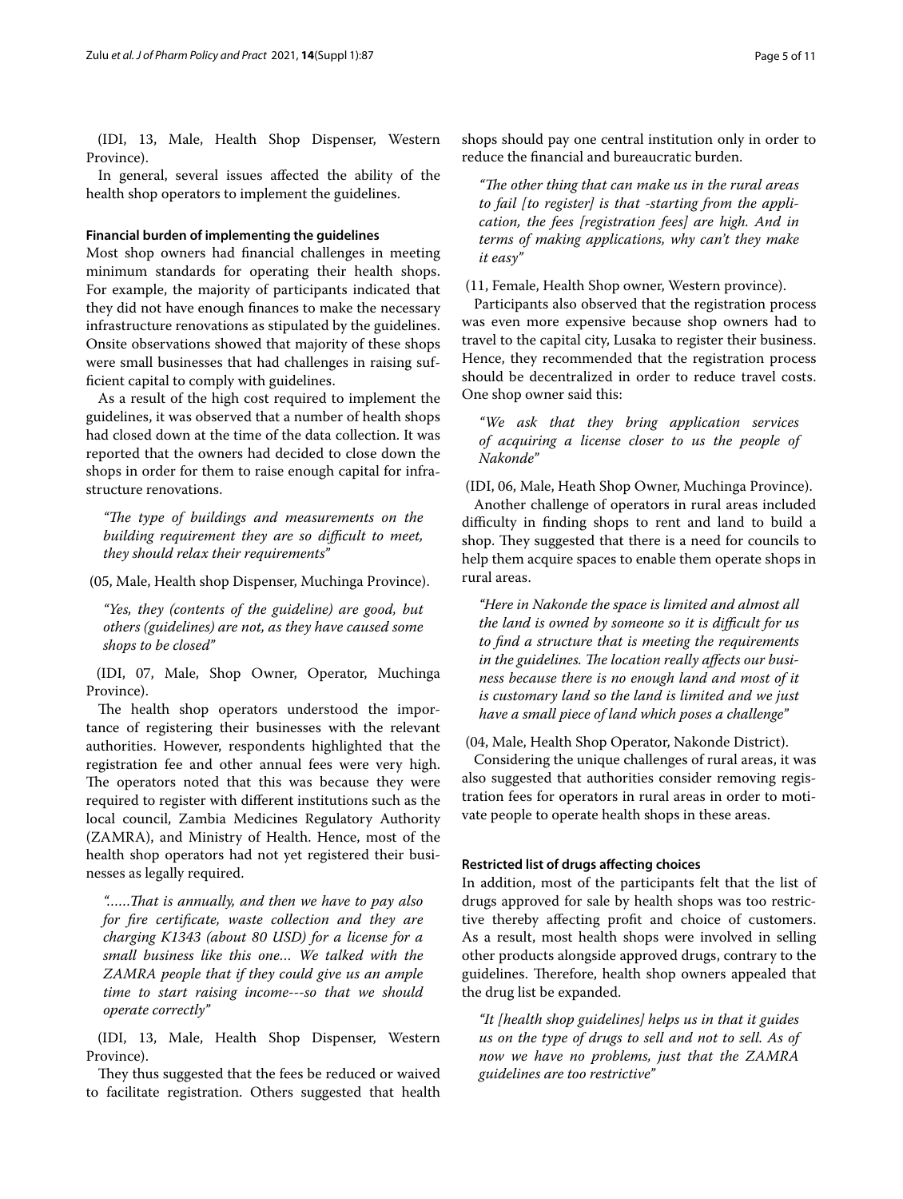(IDI, 13, Male, Health Shop Dispenser, Western Province).

In general, several issues affected the ability of the health shop operators to implement the guidelines.

#### Financial burden of implementing the guidelines

Most shop owners had financial challenges in meeting minimum standards for operating their health shops. For example, the majority of participants indicated that they did not have enough finances to make the necessary infrastructure renovations as stipulated by the guidelines. Onsite observations showed that majority of these shops were small businesses that had challenges in raising sufficient capital to comply with guidelines.

As a result of the high cost required to implement the guidelines, it was observed that a number of health shops had closed down at the time of the data collection. It was reported that the owners had decided to close down the shops in order for them to raise enough capital for infrastructure renovations.

> *"The type of buildings and measurements on the building requirement they are so difficult to meet, they should relax their requirements"*

(05, Male, Health shop Dispenser, Muchinga Province).

> *"Yes, they (contents of the guideline) are good, but others (guidelines) are not, as they have caused some shops to be closed"*

(IDI, 07, Male, Shop Owner, Operator, Muchinga Province).

The health shop operators understood the importance of registering their businesses with the relevant authorities. However, respondents highlighted that the registration fee and other annual fees were very high. The operators noted that this was because they were required to register with different institutions such as the local council, Zambia Medicines Regulatory Authority (ZAMRA), and Ministry of Health. Hence, most of the health shop operators had not yet registered their businesses as legally required.

> *"……That is annually, and then we have to pay also for fire certificate, waste collection and they are charging K1343 (about 80 USD) for a license for a small business like this one… We talked with the ZAMRA people that if they could give us an ample time to start raising income---so that we should operate correctly"*

(IDI, 13, Male, Health Shop Dispenser, Western Province).

They thus suggested that the fees be reduced or waived to facilitate registration. Others suggested that health shops should pay one central institution only in order to reduce the financial and bureaucratic burden.

> *"The other thing that can make us in the rural areas to fail [to register] is that -starting from the application, the fees [registration fees] are high. And in terms of making applications, why can't they make it easy"*

(11, Female, Health Shop owner, Western province).

Participants also observed that the registration process was even more expensive because shop owners had to travel to the capital city, Lusaka to register their business. Hence, they recommended that the registration process should be decentralized in order to reduce travel costs. One shop owner said this:

> *"We ask that they bring application services of acquiring a license closer to us the people of Nakonde"*

(IDI, 06, Male, Heath Shop Owner, Muchinga Province).

Another challenge of operators in rural areas included difficulty in finding shops to rent and land to build a shop. They suggested that there is a need for councils to help them acquire spaces to enable them operate shops in rural areas.

> *"Here in Nakonde the space is limited and almost all the land is owned by someone so it is difficult for us to find a structure that is meeting the requirements in the guidelines. The location really affects our business because there is no enough land and most of it is customary land so the land is limited and we just have a small piece of land which poses a challenge"*

(04, Male, Health Shop Operator, Nakonde District).

Considering the unique challenges of rural areas, it was also suggested that authorities consider removing registration fees for operators in rural areas in order to motivate people to operate health shops in these areas.

#### Restricted list of drugs affecting choices

In addition, most of the participants felt that the list of drugs approved for sale by health shops was too restrictive thereby affecting profit and choice of customers. As a result, most health shops were involved in selling other products alongside approved drugs, contrary to the guidelines. Therefore, health shop owners appealed that the drug list be expanded.

> *"It [health shop guidelines] helps us in that it guides us on the type of drugs to sell and not to sell. As of now we have no problems, just that the ZAMRA guidelines are too restrictive"*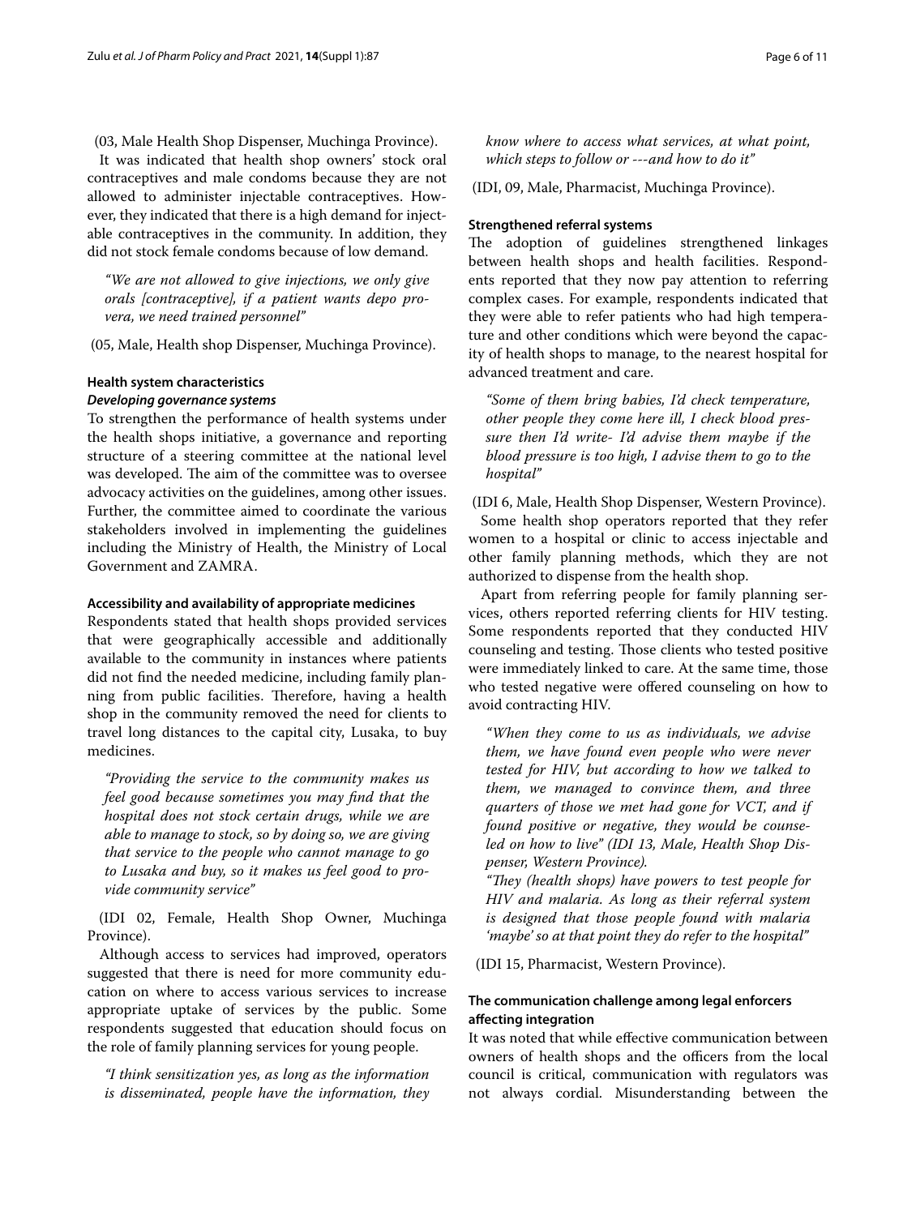(03, Male Health Shop Dispenser, Muchinga Province).

It was indicated that health shop owners' stock oral contraceptives and male condoms because they are not allowed to administer injectable contraceptives. However, they indicated that there is a high demand for injectable contraceptives in the community. In addition, they did not stock female condoms because of low demand.

> *"We are not allowed to give injections, we only give orals [contraceptive], if a patient wants depo provera, we need trained personnel"*

(05, Male, Health shop Dispenser, Muchinga Province).

### Health system characteristics

#### *Developing governance systems*

To strengthen the performance of health systems under the health shops initiative, a governance and reporting structure of a steering committee at the national level was developed. The aim of the committee was to oversee advocacy activities on the guidelines, among other issues. Further, the committee aimed to coordinate the various stakeholders involved in implementing the guidelines including the Ministry of Health, the Ministry of Local Government and ZAMRA.

#### Accessibility and availability of appropriate medicines

Respondents stated that health shops provided services that were geographically accessible and additionally available to the community in instances where patients did not find the needed medicine, including family planning from public facilities. Therefore, having a health shop in the community removed the need for clients to travel long distances to the capital city, Lusaka, to buy medicines.

> *"Providing the service to the community makes us feel good because sometimes you may find that the hospital does not stock certain drugs, while we are able to manage to stock, so by doing so, we are giving that service to the people who cannot manage to go to Lusaka and buy, so it makes us feel good to provide community service"*

(IDI 02, Female, Health Shop Owner, Muchinga Province).

Although access to services had improved, operators suggested that there is need for more community education on where to access various services to increase appropriate uptake of services by the public. Some respondents suggested that education should focus on the role of family planning services for young people.

> *"I think sensitization yes, as long as the information is disseminated, people have the information, they know where to access what services, at what point, which steps to follow or ---and how to do it"*

(IDI, 09, Male, Pharmacist, Muchinga Province).

#### Strengthened referral systems

The adoption of guidelines strengthened linkages between health shops and health facilities. Respondents reported that they now pay attention to referring complex cases. For example, respondents indicated that they were able to refer patients who had high temperature and other conditions which were beyond the capacity of health shops to manage, to the nearest hospital for advanced treatment and care.

> *"Some of them bring babies, I'd check temperature, other people they come here ill, I check blood pressure then I'd write- I'd advise them maybe if the blood pressure is too high, I advise them to go to the hospital"*

(IDI 6, Male, Health Shop Dispenser, Western Province).

Some health shop operators reported that they refer women to a hospital or clinic to access injectable and other family planning methods, which they are not authorized to dispense from the health shop.

Apart from referring people for family planning services, others reported referring clients for HIV testing. Some respondents reported that they conducted HIV counseling and testing. Those clients who tested positive were immediately linked to care. At the same time, those who tested negative were offered counseling on how to avoid contracting HIV.

> *"When they come to us as individuals, we advise them, we have found even people who were never tested for HIV, but according to how we talked to them, we managed to convince them, and three quarters of those we met had gone for VCT, and if found positive or negative, they would be counseled on how to live"* (IDI 13, Male, Health Shop Dispenser, Western Province).
>
> *"They (health shops) have powers to test people for HIV and malaria. As long as their referral system is designed that those people found with malaria 'maybe' so at that point they do refer to the hospital"*

(IDI 15, Pharmacist, Western Province).

### The communication challenge among legal enforcers affecting integration

It was noted that while effective communication between owners of health shops and the officers from the local council is critical, communication with regulators was not always cordial. Misunderstanding between the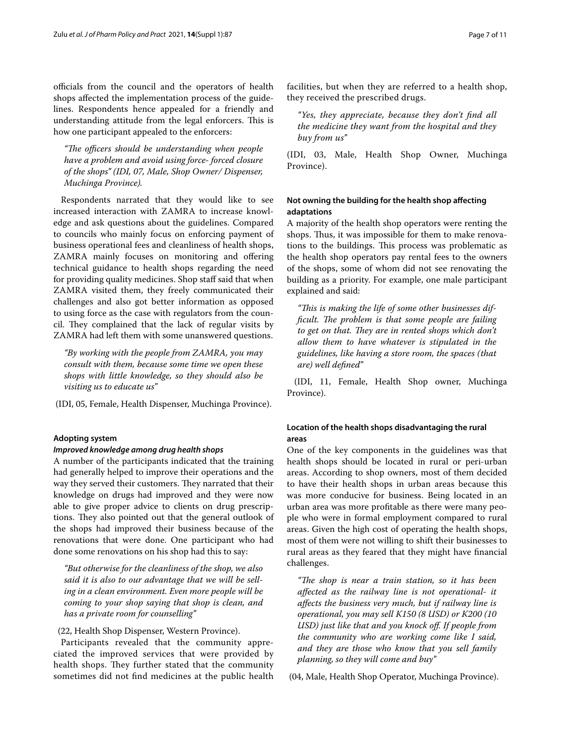officials from the council and the operators of health shops affected the implementation process of the guidelines. Respondents hence appealed for a friendly and understanding attitude from the legal enforcers. This is how one participant appealed to the enforcers:

> *"The officers should be understanding when people have a problem and avoid using force- forced closure of the shops" (IDI, 07, Male, Shop Owner/ Dispenser, Muchinga Province).*

Respondents narrated that they would like to see increased interaction with ZAMRA to increase knowledge and ask questions about the guidelines. Compared to councils who mainly focus on enforcing payment of business operational fees and cleanliness of health shops, ZAMRA mainly focuses on monitoring and offering technical guidance to health shops regarding the need for providing quality medicines. Shop staff said that when ZAMRA visited them, they freely communicated their challenges and also got better information as opposed to using force as the case with regulators from the council. They complained that the lack of regular visits by ZAMRA had left them with some unanswered questions.

> *"By working with the people from ZAMRA, you may consult with them, because some time we open these shops with little knowledge, so they should also be visiting us to educate us"*

(IDI, 05, Female, Health Dispenser, Muchinga Province).

#### Adopting system

##### *Improved knowledge among drug health shops*

A number of the participants indicated that the training had generally helped to improve their operations and the way they served their customers. They narrated that their knowledge on drugs had improved and they were now able to give proper advice to clients on drug prescriptions. They also pointed out that the general outlook of the shops had improved their business because of the renovations that were done. One participant who had done some renovations on his shop had this to say:

> *"But otherwise for the cleanliness of the shop, we also said it is also to our advantage that we will be selling in a clean environment. Even more people will be coming to your shop saying that shop is clean, and has a private room for counselling"*

(22, Health Shop Dispenser, Western Province).

Participants revealed that the community appreciated the improved services that were provided by health shops. They further stated that the community sometimes did not find medicines at the public health facilities, but when they are referred to a health shop, they received the prescribed drugs.

> *"Yes, they appreciate, because they don't find all the medicine they want from the hospital and they buy from us"*

(IDI, 03, Male, Health Shop Owner, Muchinga Province).

#### Not owning the building for the health shop affecting adaptations

A majority of the health shop operators were renting the shops. Thus, it was impossible for them to make renovations to the buildings. This process was problematic as the health shop operators pay rental fees to the owners of the shops, some of whom did not see renovating the building as a priority. For example, one male participant explained and said:

> *"This is making the life of some other businesses difficult. The problem is that some people are failing to get on that. They are in rented shops which don't allow them to have whatever is stipulated in the guidelines, like having a store room, the spaces (that are) well defined"*

(IDI, 11, Female, Health Shop owner, Muchinga Province).

#### Location of the health shops disadvantaging the rural areas

One of the key components in the guidelines was that health shops should be located in rural or peri-urban areas. According to shop owners, most of them decided to have their health shops in urban areas because this was more conducive for business. Being located in an urban area was more profitable as there were many people who were in formal employment compared to rural areas. Given the high cost of operating the health shops, most of them were not willing to shift their businesses to rural areas as they feared that they might have financial challenges.

> *"The shop is near a train station, so it has been affected as the railway line is not operational- it affects the business very much, but if railway line is operational, you may sell K150 (8 USD) or K200 (10 USD) just like that and you knock off. If people from the community who are working come like I said, and they are those who know that you sell family planning, so they will come and buy"*

(04, Male, Health Shop Operator, Muchinga Province).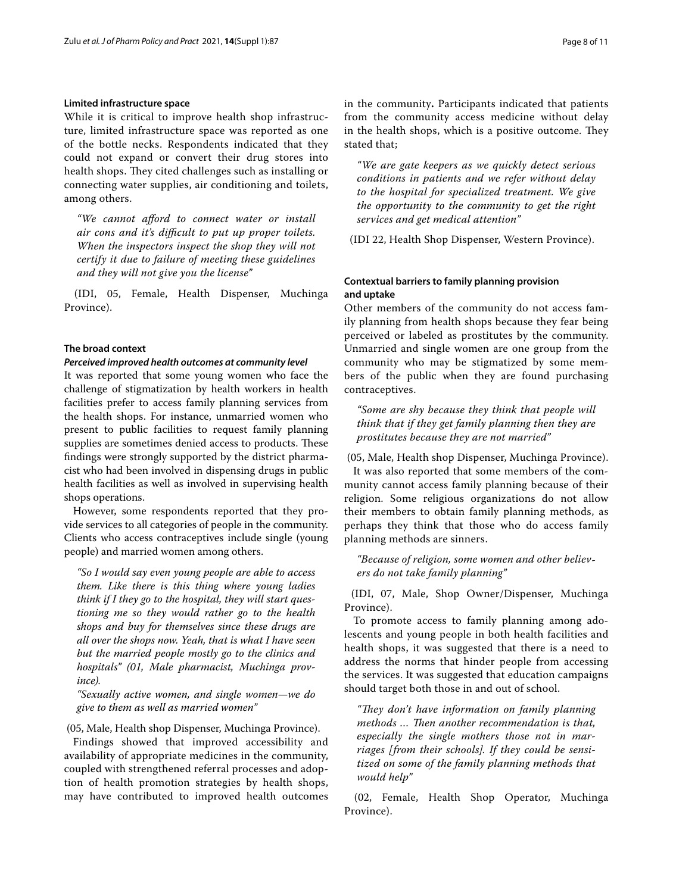**Limited infrastructure space**

While it is critical to improve health shop infrastructure, limited infrastructure space was reported as one of the bottle necks. Respondents indicated that they could not expand or convert their drug stores into health shops. They cited challenges such as installing or connecting water supplies, air conditioning and toilets, among others.

> *"We cannot afford to connect water or install air cons and it's difficult to put up proper toilets. When the inspectors inspect the shop they will not certify it due to failure of meeting these guidelines and they will not give you the license"*

(IDI, 05, Female, Health Dispenser, Muchinga Province).

**The broad context**

***Perceived improved health outcomes at community level***

It was reported that some young women who face the challenge of stigmatization by health workers in health facilities prefer to access family planning services from the health shops. For instance, unmarried women who present to public facilities to request family planning supplies are sometimes denied access to products. These findings were strongly supported by the district pharmacist who had been involved in dispensing drugs in public health facilities as well as involved in supervising health shops operations.

However, some respondents reported that they provide services to all categories of people in the community. Clients who access contraceptives include single (young people) and married women among others.

> *"So I would say even young people are able to access them. Like there is this thing where young ladies think if I they go to the hospital, they will start questioning me so they would rather go to the health shops and buy for themselves since these drugs are all over the shops now. Yeah, that is what I have seen but the married people mostly go to the clinics and hospitals" (01, Male pharmacist, Muchinga province).*
>
> *"Sexually active women, and single women—we do give to them as well as married women"*

(05, Male, Health shop Dispenser, Muchinga Province).

Findings showed that improved accessibility and availability of appropriate medicines in the community, coupled with strengthened referral processes and adoption of health promotion strategies by health shops, may have contributed to improved health outcomes in the community**.** Participants indicated that patients from the community access medicine without delay in the health shops, which is a positive outcome. They stated that;

> *"We are gate keepers as we quickly detect serious conditions in patients and we refer without delay to the hospital for specialized treatment. We give the opportunity to the community to get the right services and get medical attention"*

(IDI 22, Health Shop Dispenser, Western Province).

**Contextual barriers to family planning provision and uptake**

Other members of the community do not access family planning from health shops because they fear being perceived or labeled as prostitutes by the community. Unmarried and single women are one group from the community who may be stigmatized by some members of the public when they are found purchasing contraceptives.

> *"Some are shy because they think that people will think that if they get family planning then they are prostitutes because they are not married"*

(05, Male, Health shop Dispenser, Muchinga Province).

It was also reported that some members of the community cannot access family planning because of their religion. Some religious organizations do not allow their members to obtain family planning methods, as perhaps they think that those who do access family planning methods are sinners.

> *"Because of religion, some women and other believers do not take family planning"*

(IDI, 07, Male, Shop Owner/Dispenser, Muchinga Province).

To promote access to family planning among adolescents and young people in both health facilities and health shops, it was suggested that there is a need to address the norms that hinder people from accessing the services. It was suggested that education campaigns should target both those in and out of school.

> *"They don't have information on family planning methods ... Then another recommendation is that, especially the single mothers those not in marriages [from their schools]. If they could be sensitized on some of the family planning methods that would help"*

(02, Female, Health Shop Operator, Muchinga Province).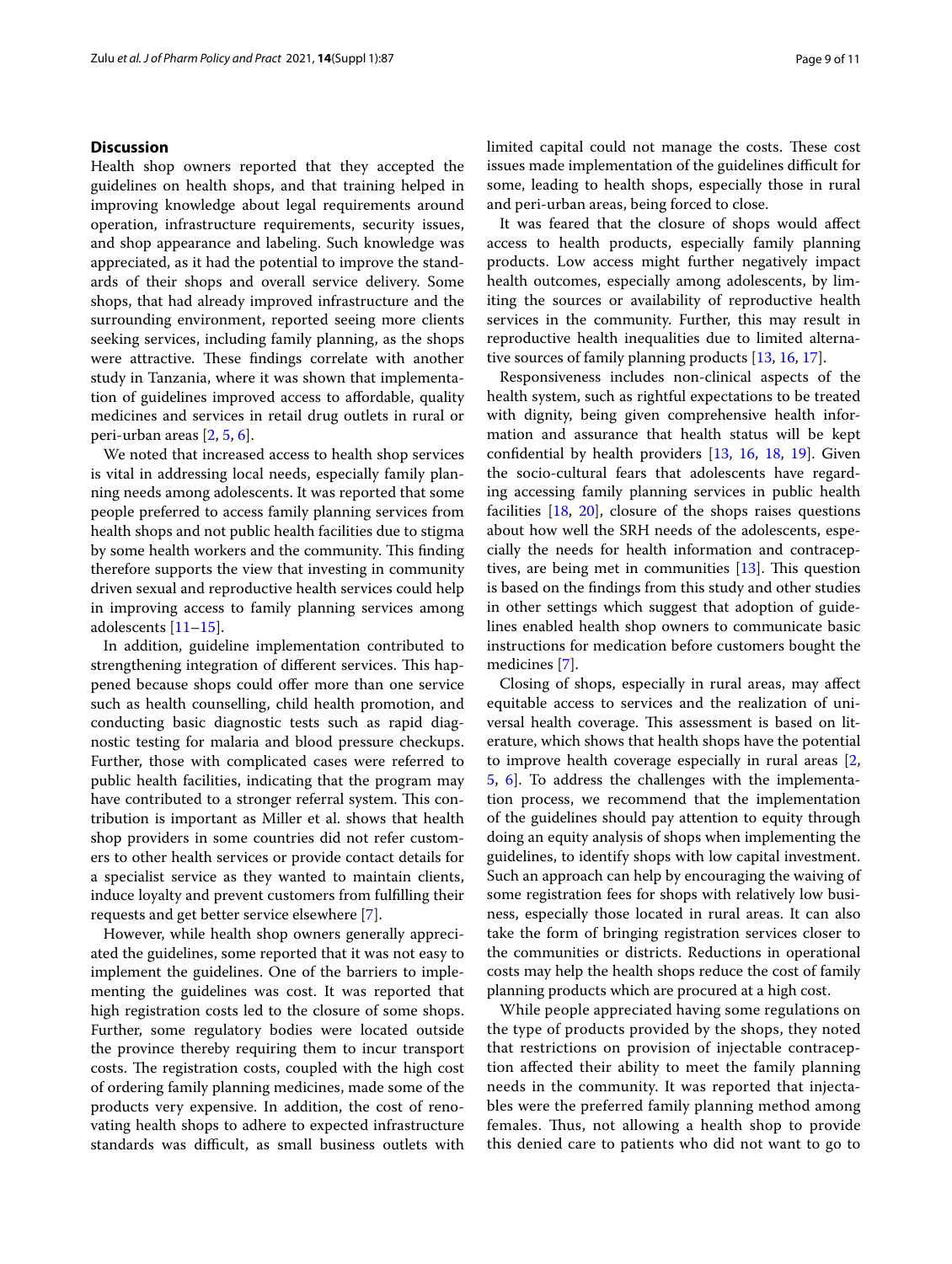## Discussion

Health shop owners reported that they accepted the guidelines on health shops, and that training helped in improving knowledge about legal requirements around operation, infrastructure requirements, security issues, and shop appearance and labeling. Such knowledge was appreciated, as it had the potential to improve the standards of their shops and overall service delivery. Some shops, that had already improved infrastructure and the surrounding environment, reported seeing more clients seeking services, including family planning, as the shops were attractive. These findings correlate with another study in Tanzania, where it was shown that implementation of guidelines improved access to affordable, quality medicines and services in retail drug outlets in rural or peri-urban areas [2, 5, 6].

We noted that increased access to health shop services is vital in addressing local needs, especially family planning needs among adolescents. It was reported that some people preferred to access family planning services from health shops and not public health facilities due to stigma by some health workers and the community. This finding therefore supports the view that investing in community driven sexual and reproductive health services could help in improving access to family planning services among adolescents [11–15].

In addition, guideline implementation contributed to strengthening integration of different services. This happened because shops could offer more than one service such as health counselling, child health promotion, and conducting basic diagnostic tests such as rapid diagnostic testing for malaria and blood pressure checkups. Further, those with complicated cases were referred to public health facilities, indicating that the program may have contributed to a stronger referral system. This contribution is important as Miller et al. shows that health shop providers in some countries did not refer customers to other health services or provide contact details for a specialist service as they wanted to maintain clients, induce loyalty and prevent customers from fulfilling their requests and get better service elsewhere [7].

However, while health shop owners generally appreciated the guidelines, some reported that it was not easy to implement the guidelines. One of the barriers to implementing the guidelines was cost. It was reported that high registration costs led to the closure of some shops. Further, some regulatory bodies were located outside the province thereby requiring them to incur transport costs. The registration costs, coupled with the high cost of ordering family planning medicines, made some of the products very expensive. In addition, the cost of renovating health shops to adhere to expected infrastructure standards was difficult, as small business outlets with limited capital could not manage the costs. These cost issues made implementation of the guidelines difficult for some, leading to health shops, especially those in rural and peri-urban areas, being forced to close.

It was feared that the closure of shops would affect access to health products, especially family planning products. Low access might further negatively impact health outcomes, especially among adolescents, by limiting the sources or availability of reproductive health services in the community. Further, this may result in reproductive health inequalities due to limited alternative sources of family planning products [13, 16, 17].

Responsiveness includes non-clinical aspects of the health system, such as rightful expectations to be treated with dignity, being given comprehensive health information and assurance that health status will be kept confidential by health providers [13, 16, 18, 19]. Given the socio-cultural fears that adolescents have regarding accessing family planning services in public health facilities [18, 20], closure of the shops raises questions about how well the SRH needs of the adolescents, especially the needs for health information and contraceptives, are being met in communities [13]. This question is based on the findings from this study and other studies in other settings which suggest that adoption of guidelines enabled health shop owners to communicate basic instructions for medication before customers bought the medicines [7].

Closing of shops, especially in rural areas, may affect equitable access to services and the realization of universal health coverage. This assessment is based on literature, which shows that health shops have the potential to improve health coverage especially in rural areas [2, 5, 6]. To address the challenges with the implementation process, we recommend that the implementation of the guidelines should pay attention to equity through doing an equity analysis of shops when implementing the guidelines, to identify shops with low capital investment. Such an approach can help by encouraging the waiving of some registration fees for shops with relatively low business, especially those located in rural areas. It can also take the form of bringing registration services closer to the communities or districts. Reductions in operational costs may help the health shops reduce the cost of family planning products which are procured at a high cost.

While people appreciated having some regulations on the type of products provided by the shops, they noted that restrictions on provision of injectable contraception affected their ability to meet the family planning needs in the community. It was reported that injectables were the preferred family planning method among females. Thus, not allowing a health shop to provide this denied care to patients who did not want to go to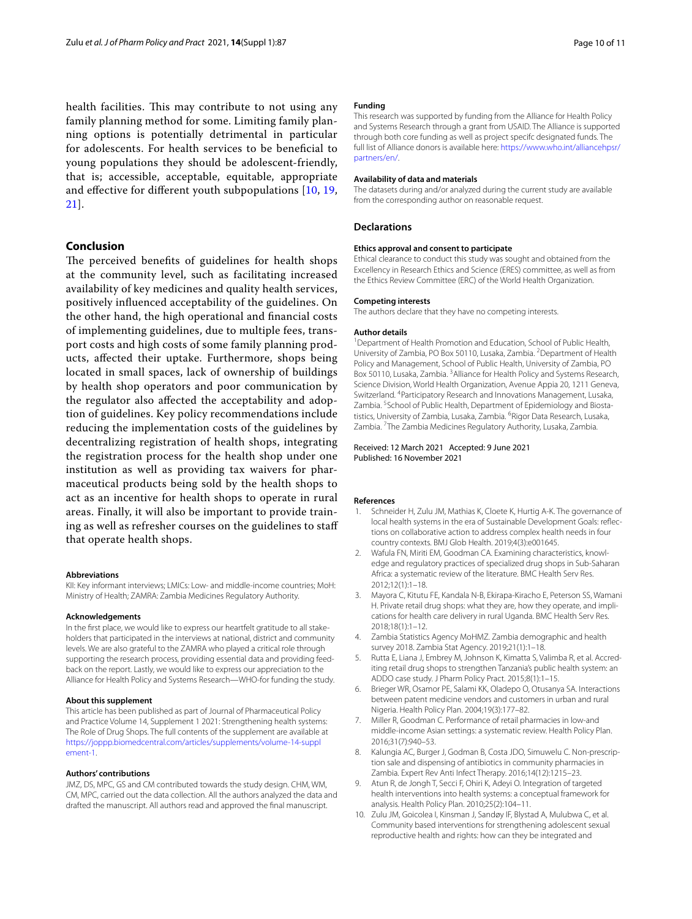health facilities. This may contribute to not using any family planning method for some. Limiting family planning options is potentially detrimental in particular for adolescents. For health services to be beneficial to young populations they should be adolescent-friendly, that is; accessible, acceptable, equitable, appropriate and effective for different youth subpopulations [10, 19, 21].

## Conclusion

The perceived benefits of guidelines for health shops at the community level, such as facilitating increased availability of key medicines and quality health services, positively influenced acceptability of the guidelines. On the other hand, the high operational and financial costs of implementing guidelines, due to multiple fees, transport costs and high costs of some family planning products, affected their uptake. Furthermore, shops being located in small spaces, lack of ownership of buildings by health shop operators and poor communication by the regulator also affected the acceptability and adoption of guidelines. Key policy recommendations include reducing the implementation costs of the guidelines by decentralizing registration of health shops, integrating the registration process for the health shop under one institution as well as providing tax waivers for pharmaceutical products being sold by the health shops to act as an incentive for health shops to operate in rural areas. Finally, it will also be important to provide training as well as refresher courses on the guidelines to staff that operate health shops.

#### Abbreviations

KII: Key informant interviews; LMICs: Low- and middle-income countries; MoH: Ministry of Health; ZAMRA: Zambia Medicines Regulatory Authority.

#### Acknowledgements

In the first place, we would like to express our heartfelt gratitude to all stakeholders that participated in the interviews at national, district and community levels. We are also grateful to the ZAMRA who played a critical role through supporting the research process, providing essential data and providing feedback on the report. Lastly, we would like to express our appreciation to the Alliance for Health Policy and Systems Research—WHO-for funding the study.

#### About this supplement

This article has been published as part of Journal of Pharmaceutical Policy and Practice Volume 14, Supplement 1 2021: Strengthening health systems: The Role of Drug Shops. The full contents of the supplement are available at https://joppp.biomedcentral.com/articles/supplements/volume-14-supplement-1.

#### Authors' contributions

JMZ, DS, MPC, GS and CM contributed towards the study design. CHM, WM, CM, MPC, carried out the data collection. All the authors analyzed the data and drafted the manuscript. All authors read and approved the final manuscript.

#### Funding

This research was supported by funding from the Alliance for Health Policy and Systems Research through a grant from USAID. The Alliance is supported through both core funding as well as project specifc designated funds. The full list of Alliance donors is available here: https://www.who.int/alliancehpsr/partners/en/.

#### Availability of data and materials

The datasets during and/or analyzed during the current study are available from the corresponding author on reasonable request.

### Declarations

#### Ethics approval and consent to participate

Ethical clearance to conduct this study was sought and obtained from the Excellency in Research Ethics and Science (ERES) committee, as well as from the Ethics Review Committee (ERC) of the World Health Organization.

#### Competing interests

The authors declare that they have no competing interests.

#### Author details

[1]Department of Health Promotion and Education, School of Public Health, University of Zambia, PO Box 50110, Lusaka, Zambia. [2]Department of Health Policy and Management, School of Public Health, University of Zambia, PO Box 50110, Lusaka, Zambia. [3]Alliance for Health Policy and Systems Research, Science Division, World Health Organization, Avenue Appia 20, 1211 Geneva, Switzerland. [4]Participatory Research and Innovations Management, Lusaka, Zambia. [5]School of Public Health, Department of Epidemiology and Biostatistics, University of Zambia, Lusaka, Zambia. [6]Rigor Data Research, Lusaka, Zambia. [7]The Zambia Medicines Regulatory Authority, Lusaka, Zambia.

Received: 12 March 2021 Accepted: 9 June 2021
Published: 16 November 2021

#### References

1. Schneider H, Zulu JM, Mathias K, Cloete K, Hurtig A-K. The governance of local health systems in the era of Sustainable Development Goals: reflections on collaborative action to address complex health needs in four country contexts. BMJ Glob Health. 2019;4(3):e001645.
2. Wafula FN, Miriti EM, Goodman CA. Examining characteristics, knowledge and regulatory practices of specialized drug shops in Sub-Saharan Africa: a systematic review of the literature. BMC Health Serv Res. 2012;12(1):1–18.
3. Mayora C, Kitutu FE, Kandala N-B, Ekirapa-Kiracho E, Peterson SS, Wamani H. Private retail drug shops: what they are, how they operate, and implications for health care delivery in rural Uganda. BMC Health Serv Res. 2018;18(1):1–12.
4. Zambia Statistics Agency MoHMZ. Zambia demographic and health survey 2018. Zambia Stat Agency. 2019;21(1):1–18.
5. Rutta E, Liana J, Embrey M, Johnson K, Kimatta S, Valimba R, et al. Accrediting retail drug shops to strengthen Tanzania's public health system: an ADDO case study. J Pharm Policy Pract. 2015;8(1):1–15.
6. Brieger WR, Osamor PE, Salami KK, Oladepo O, Otusanya SA. Interactions between patent medicine vendors and customers in urban and rural Nigeria. Health Policy Plan. 2004;19(3):177–82.
7. Miller R, Goodman C. Performance of retail pharmacies in low-and middle-income Asian settings: a systematic review. Health Policy Plan. 2016;31(7):940–53.
8. Kalungia AC, Burger J, Godman B, Costa JDO, Simuwelu C. Non-prescription sale and dispensing of antibiotics in community pharmacies in Zambia. Expert Rev Anti Infect Therapy. 2016;14(12):1215–23.
9. Atun R, de Jongh T, Secci F, Ohiri K, Adeyi O. Integration of targeted health interventions into health systems: a conceptual framework for analysis. Health Policy Plan. 2010;25(2):104–11.
10. Zulu JM, Goicolea I, Kinsman J, Sandøy IF, Blystad A, Mulubwa C, et al. Community based interventions for strengthening adolescent sexual reproductive health and rights: how can they be integrated and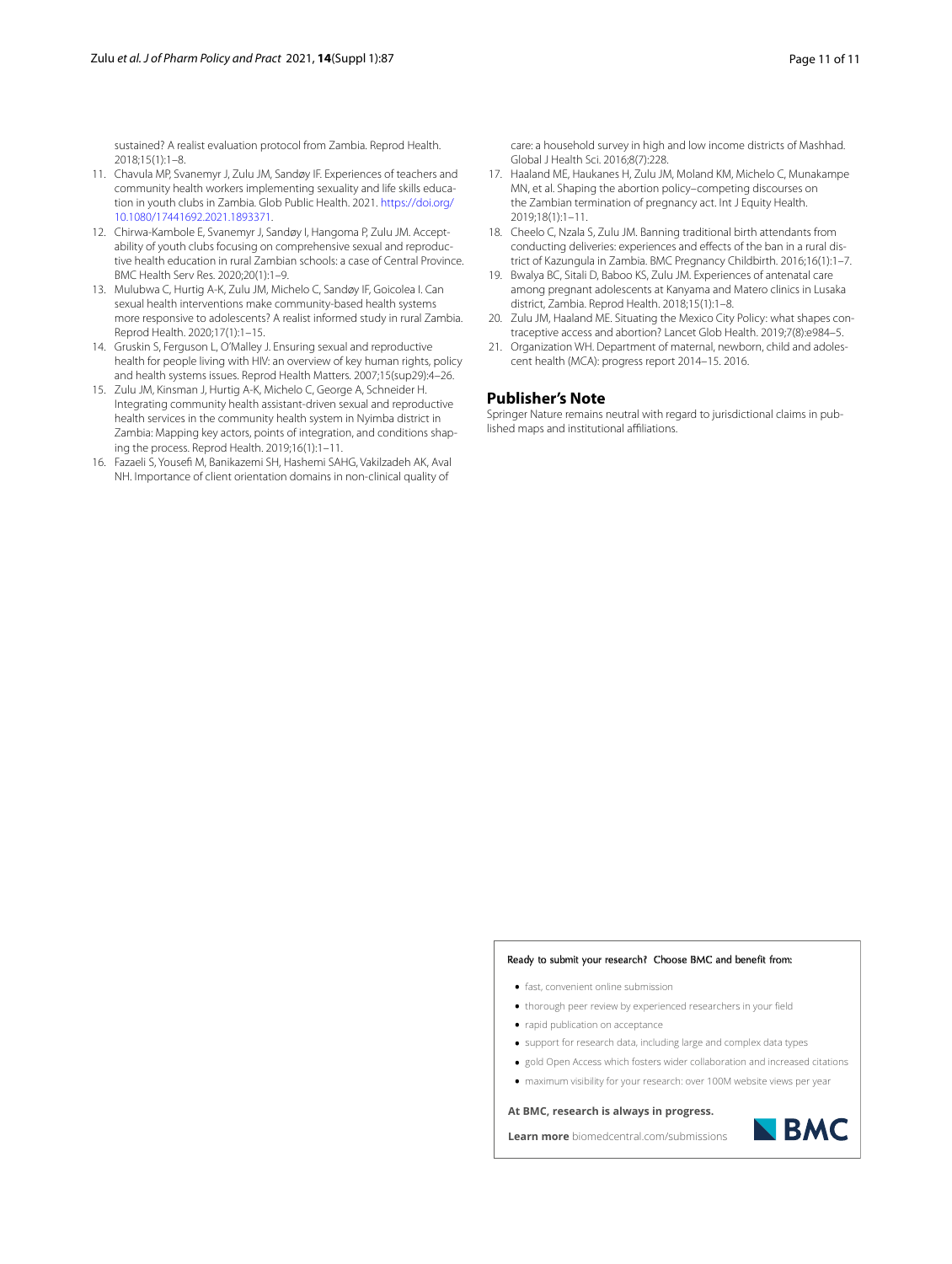sustained? A realist evaluation protocol from Zambia. Reprod Health. 2018;15(1):1–8.

11. Chavula MP, Svanemyr J, Zulu JM, Sandøy IF. Experiences of teachers and community health workers implementing sexuality and life skills education in youth clubs in Zambia. Glob Public Health. 2021. https://doi.org/10.1080/17441692.2021.1893371.
12. Chirwa-Kambole E, Svanemyr J, Sandøy I, Hangoma P, Zulu JM. Acceptability of youth clubs focusing on comprehensive sexual and reproductive health education in rural Zambian schools: a case of Central Province. BMC Health Serv Res. 2020;20(1):1–9.
13. Mulubwa C, Hurtig A-K, Zulu JM, Michelo C, Sandøy IF, Goicolea I. Can sexual health interventions make community-based health systems more responsive to adolescents? A realist informed study in rural Zambia. Reprod Health. 2020;17(1):1–15.
14. Gruskin S, Ferguson L, O'Malley J. Ensuring sexual and reproductive health for people living with HIV: an overview of key human rights, policy and health systems issues. Reprod Health Matters. 2007;15(sup29):4–26.
15. Zulu JM, Kinsman J, Hurtig A-K, Michelo C, George A, Schneider H. Integrating community health assistant-driven sexual and reproductive health services in the community health system in Nyimba district in Zambia: Mapping key actors, points of integration, and conditions shaping the process. Reprod Health. 2019;16(1):1–11.
16. Fazaeli S, Yousefi M, Banikazemi SH, Hashemi SAHG, Vakilzadeh AK, Aval NH. Importance of client orientation domains in non-clinical quality of care: a household survey in high and low income districts of Mashhad. Global J Health Sci. 2016;8(7):228.
17. Haaland ME, Haukanes H, Zulu JM, Moland KM, Michelo C, Munakampe MN, et al. Shaping the abortion policy–competing discourses on the Zambian termination of pregnancy act. Int J Equity Health. 2019;18(1):1–11.
18. Cheelo C, Nzala S, Zulu JM. Banning traditional birth attendants from conducting deliveries: experiences and effects of the ban in a rural district of Kazungula in Zambia. BMC Pregnancy Childbirth. 2016;16(1):1–7.
19. Bwalya BC, Sitali D, Baboo KS, Zulu JM. Experiences of antenatal care among pregnant adolescents at Kanyama and Matero clinics in Lusaka district, Zambia. Reprod Health. 2018;15(1):1–8.
20. Zulu JM, Haaland ME. Situating the Mexico City Policy: what shapes contraceptive access and abortion? Lancet Glob Health. 2019;7(8):e984–5.
21. Organization WH. Department of maternal, newborn, child and adolescent health (MCA): progress report 2014–15. 2016.

## Publisher's Note

Springer Nature remains neutral with regard to jurisdictional claims in published maps and institutional affiliations.

Ready to submit your research? Choose BMC and benefit from:

- fast, convenient online submission
- thorough peer review by experienced researchers in your field
- rapid publication on acceptance
- support for research data, including large and complex data types
- gold Open Access which fosters wider collaboration and increased citations
- maximum visibility for your research: over 100M website views per year

**At BMC, research is always in progress.**

**Learn more** biomedcentral.com/submissions

BMC